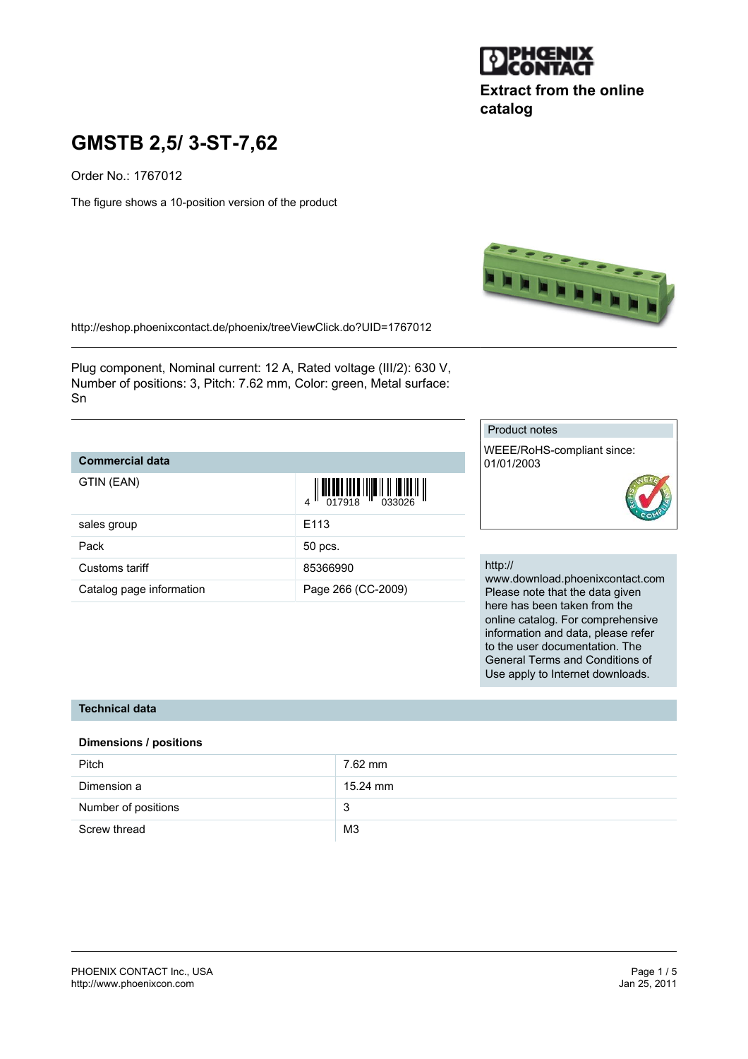Extract from the online catalog

# GMSTB 2,5/ 3-ST-7,62

Order No.: 1767012

The figure shows a 10-position version of the product

http://eshop.phoenixcontact.de/phoenix/treeViewClick.do?UID=1767012

Plug component, Nominal current: 12 A, Rated voltage (III/2): 630 V, Number of positions: 3, Pitch: 7.62 mm, Color: green, Metal surface: Sn

| Commercial data | |
|---|---|
| GTIN (EAN) | 4 017918 033026 |
| sales group | E113 |
| Pack | 50 pcs. |
| Customs tariff | 85366990 |
| Catalog page information | Page 266 (CC-2009) |

**Product notes**

WEEE/RoHS-compliant since: 01/01/2003

http://www.download.phoenixcontact.com
Please note that the data given here has been taken from the online catalog. For comprehensive information and data, please refer to the user documentation. The General Terms and Conditions of Use apply to Internet downloads.

## Technical data

### Dimensions / positions

| | |
|---|---|
| Pitch | 7.62 mm |
| Dimension a | 15.24 mm |
| Number of positions | 3 |
| Screw thread | M3 |

PHOENIX CONTACT Inc., USA
http://www.phoenixcon.com

Jan 25, 2011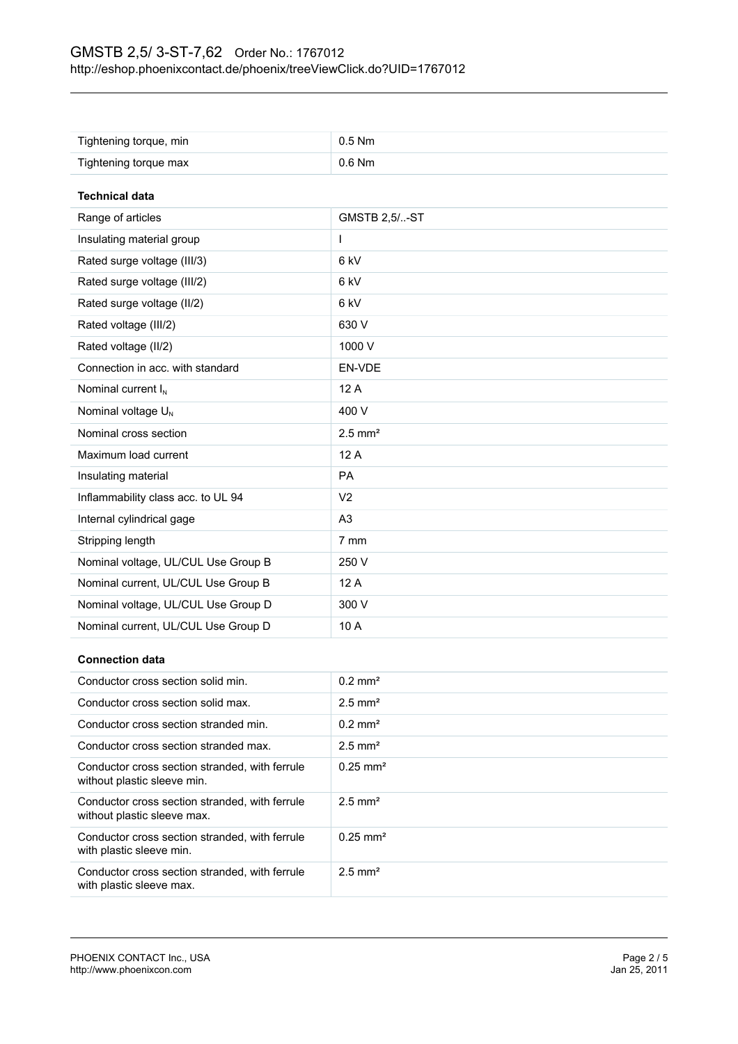| | |
|---|---|
| Tightening torque, min | 0.5 Nm |
| Tightening torque max | 0.6 Nm |

**Technical data**

| | |
|---|---|
| Range of articles | GMSTB 2,5/..-ST |
| Insulating material group | I |
| Rated surge voltage (III/3) | 6 kV |
| Rated surge voltage (III/2) | 6 kV |
| Rated surge voltage (II/2) | 6 kV |
| Rated voltage (III/2) | 630 V |
| Rated voltage (II/2) | 1000 V |
| Connection in acc. with standard | EN-VDE |
| Nominal current $I_N$ | 12 A |
| Nominal voltage $U_N$ | 400 V |
| Nominal cross section | 2.5 mm² |
| Maximum load current | 12 A |
| Insulating material | PA |
| Inflammability class acc. to UL 94 | V2 |
| Internal cylindrical gage | A3 |
| Stripping length | 7 mm |
| Nominal voltage, UL/CUL Use Group B | 250 V |
| Nominal current, UL/CUL Use Group B | 12 A |
| Nominal voltage, UL/CUL Use Group D | 300 V |
| Nominal current, UL/CUL Use Group D | 10 A |

**Connection data**

| | |
|---|---|
| Conductor cross section solid min. | 0.2 mm² |
| Conductor cross section solid max. | 2.5 mm² |
| Conductor cross section stranded min. | 0.2 mm² |
| Conductor cross section stranded max. | 2.5 mm² |
| Conductor cross section stranded, with ferrule without plastic sleeve min. | 0.25 mm² |
| Conductor cross section stranded, with ferrule without plastic sleeve max. | 2.5 mm² |
| Conductor cross section stranded, with ferrule with plastic sleeve min. | 0.25 mm² |
| Conductor cross section stranded, with ferrule with plastic sleeve max. | 2.5 mm² |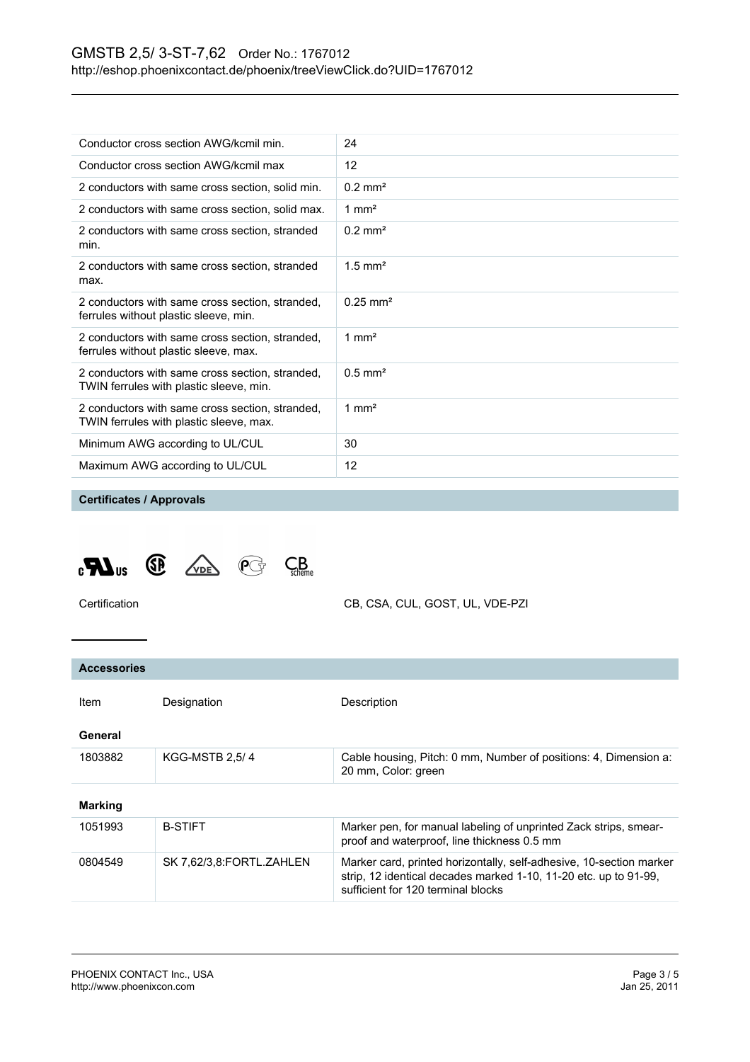| | |
|---|---|
| Conductor cross section AWG/kcmil min. | 24 |
| Conductor cross section AWG/kcmil max | 12 |
| 2 conductors with same cross section, solid min. | 0.2 mm² |
| 2 conductors with same cross section, solid max. | 1 mm² |
| 2 conductors with same cross section, stranded min. | 0.2 mm² |
| 2 conductors with same cross section, stranded max. | 1.5 mm² |
| 2 conductors with same cross section, stranded, ferrules without plastic sleeve, min. | 0.25 mm² |
| 2 conductors with same cross section, stranded, ferrules without plastic sleeve, max. | 1 mm² |
| 2 conductors with same cross section, stranded, TWIN ferrules with plastic sleeve, min. | 0.5 mm² |
| 2 conductors with same cross section, stranded, TWIN ferrules with plastic sleeve, max. | 1 mm² |
| Minimum AWG according to UL/CUL | 30 |
| Maximum AWG according to UL/CUL | 12 |

## Certificates / Approvals

| | |
|---|---|
| Certification | CB, CSA, CUL, GOST, UL, VDE-PZI |

## Accessories

| Item | Designation | Description |
|---|---|---|
| **General** | | |
| 1803882 | KGG-MSTB 2,5/ 4 | Cable housing, Pitch: 0 mm, Number of positions: 4, Dimension a: 20 mm, Color: green |
| **Marking** | | |
| 1051993 | B-STIFT | Marker pen, for manual labeling of unprinted Zack strips, smear-proof and waterproof, line thickness 0.5 mm |
| 0804549 | SK 7,62/3,8:FORTL.ZAHLEN | Marker card, printed horizontally, self-adhesive, 10-section marker strip, 12 identical decades marked 1-10, 11-20 etc. up to 91-99, sufficient for 120 terminal blocks |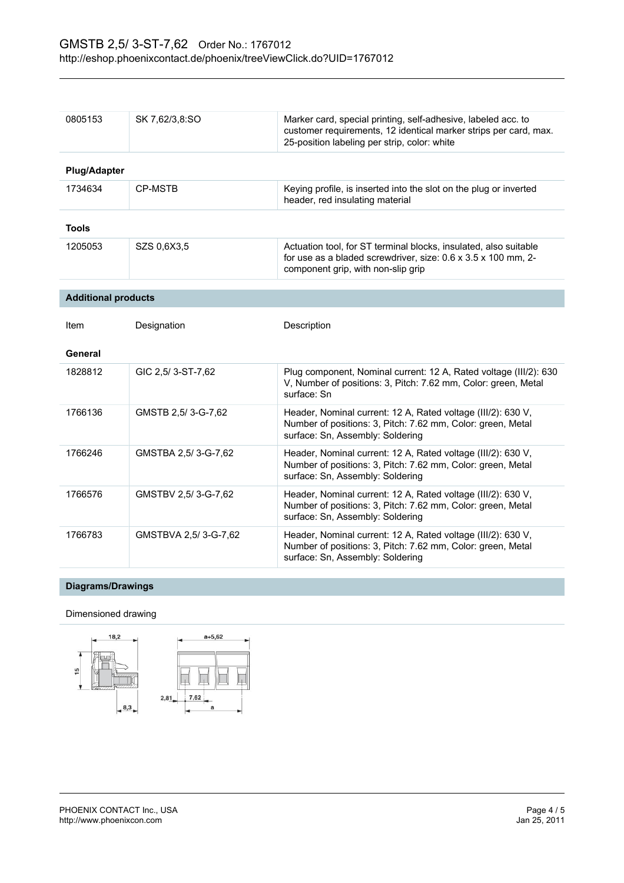| | | |
|---|---|---|
| 0805153 | SK 7,62/3,8:SO | Marker card, special printing, self-adhesive, labeled acc. to customer requirements, 12 identical marker strips per card, max. 25-position labeling per strip, color: white |

**Plug/Adapter**

| | | |
|---|---|---|
| 1734634 | CP-MSTB | Keying profile, is inserted into the slot on the plug or inverted header, red insulating material |

**Tools**

| | | |
|---|---|---|
| 1205053 | SZS 0,6X3,5 | Actuation tool, for ST terminal blocks, insulated, also suitable for use as a bladed screwdriver, size: 0.6 x 3.5 x 100 mm, 2-component grip, with non-slip grip |

## Additional products

**General**

| Item | Designation | Description |
|---|---|---|
| 1828812 | GIC 2,5/ 3-ST-7,62 | Plug component, Nominal current: 12 A, Rated voltage (III/2): 630 V, Number of positions: 3, Pitch: 7.62 mm, Color: green, Metal surface: Sn |
| 1766136 | GMSTB 2,5/ 3-G-7,62 | Header, Nominal current: 12 A, Rated voltage (III/2): 630 V, Number of positions: 3, Pitch: 7.62 mm, Color: green, Metal surface: Sn, Assembly: Soldering |
| 1766246 | GMSTBA 2,5/ 3-G-7,62 | Header, Nominal current: 12 A, Rated voltage (III/2): 630 V, Number of positions: 3, Pitch: 7.62 mm, Color: green, Metal surface: Sn, Assembly: Soldering |
| 1766576 | GMSTBV 2,5/ 3-G-7,62 | Header, Nominal current: 12 A, Rated voltage (III/2): 630 V, Number of positions: 3, Pitch: 7.62 mm, Color: green, Metal surface: Sn, Assembly: Soldering |
| 1766783 | GMSTBVA 2,5/ 3-G-7,62 | Header, Nominal current: 12 A, Rated voltage (III/2): 630 V, Number of positions: 3, Pitch: 7.62 mm, Color: green, Metal surface: Sn, Assembly: Soldering |

## Diagrams/Drawings

Dimensioned drawing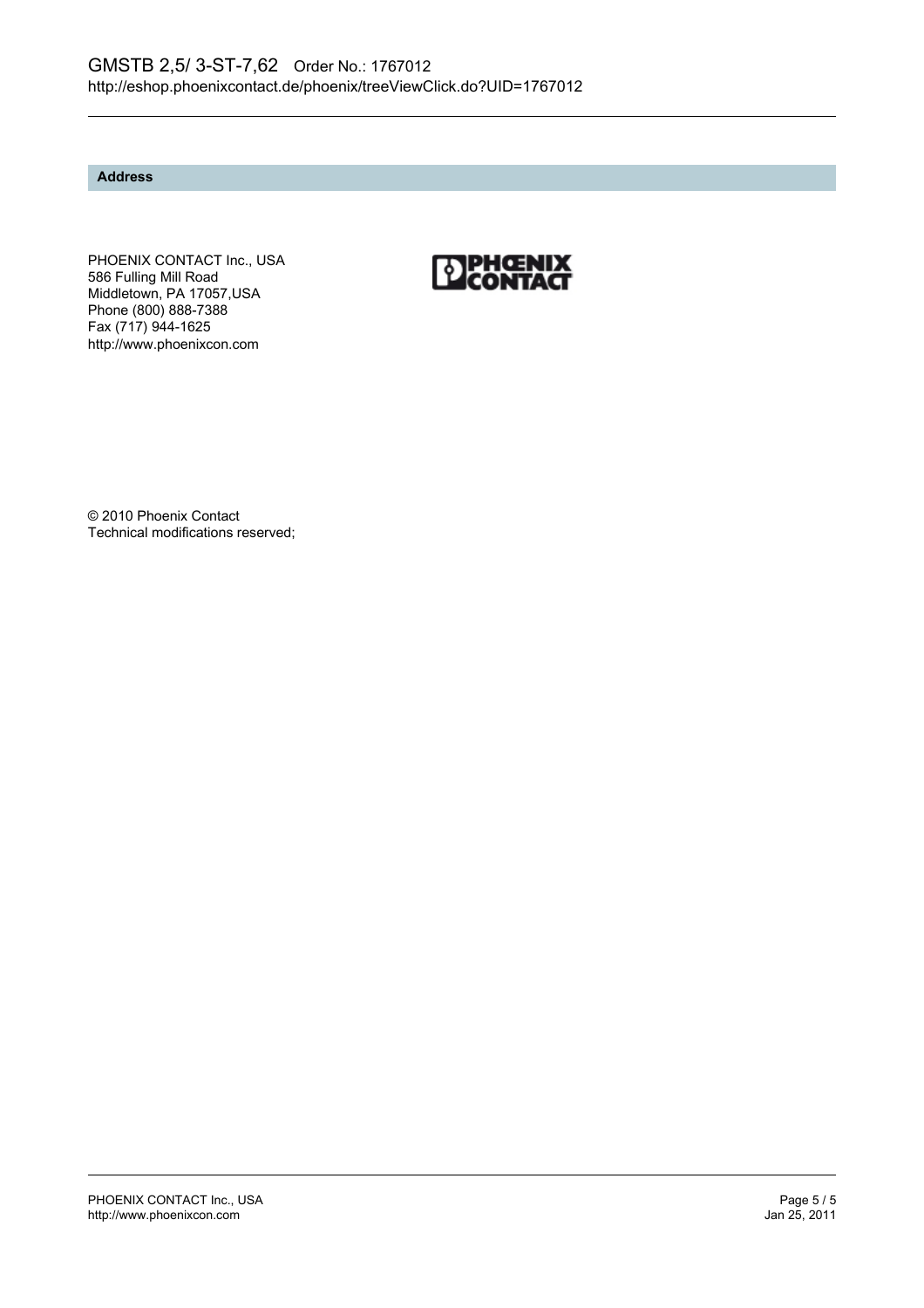## Address

PHOENIX CONTACT Inc., USA
586 Fulling Mill Road
Middletown, PA 17057,USA
Phone (800) 888-7388
Fax (717) 944-1625
http://www.phoenixcon.com

© 2010 Phoenix Contact
Technical modifications reserved;